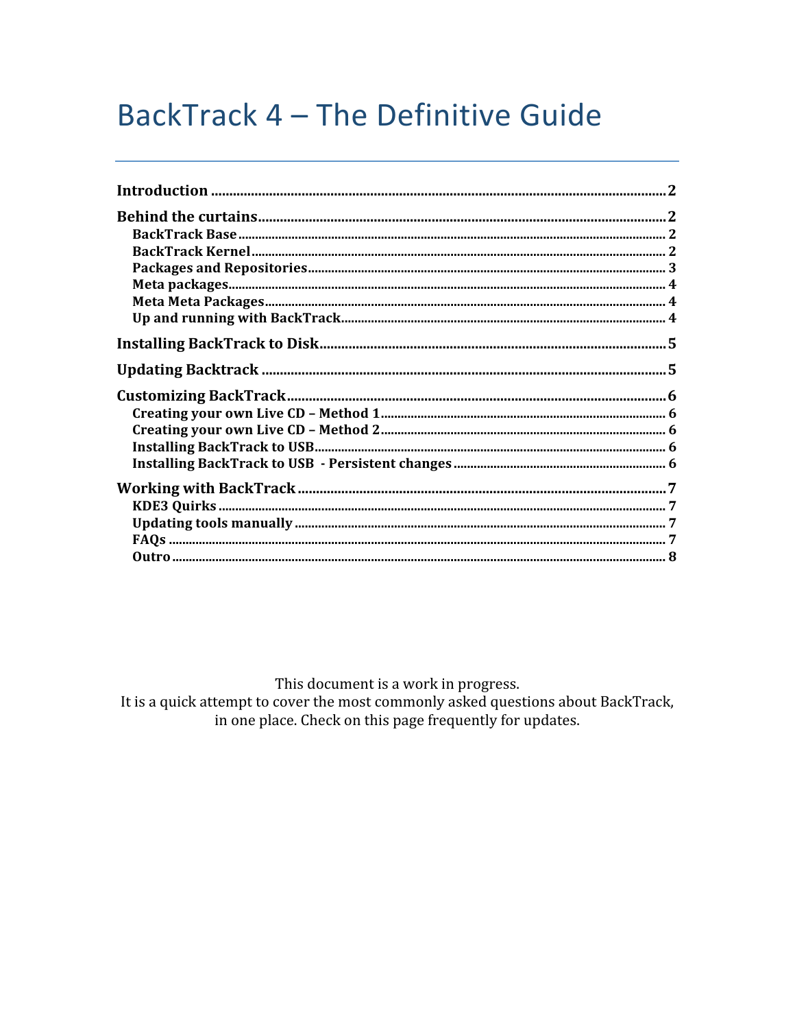# BackTrack 4 – The Definitive Guide

**Introduction** .......... 2

**Behind the curtains** .......... 2
- **BackTrack Base** .......... 2
- **BackTrack Kernel** .......... 2
- **Packages and Repositories** .......... 3
- **Meta packages** .......... 4
- **Meta Meta Packages** .......... 4
- **Up and running with BackTrack** .......... 4

**Installing BackTrack to Disk** .......... 5

**Updating Backtrack** .......... 5

**Customizing BackTrack** .......... 6
- **Creating your own Live CD – Method 1** .......... 6
- **Creating your own Live CD – Method 2** .......... 6
- **Installing BackTrack to USB** .......... 6
- **Installing BackTrack to USB - Persistent changes** .......... 6

**Working with BackTrack** .......... 7
- **KDE3 Quirks** .......... 7
- **Updating tools manually** .......... 7
- **FAQs** .......... 7
- **Outro** .......... 8

This document is a work in progress.
It is a quick attempt to cover the most commonly asked questions about BackTrack, in one place. Check on this page frequently for updates.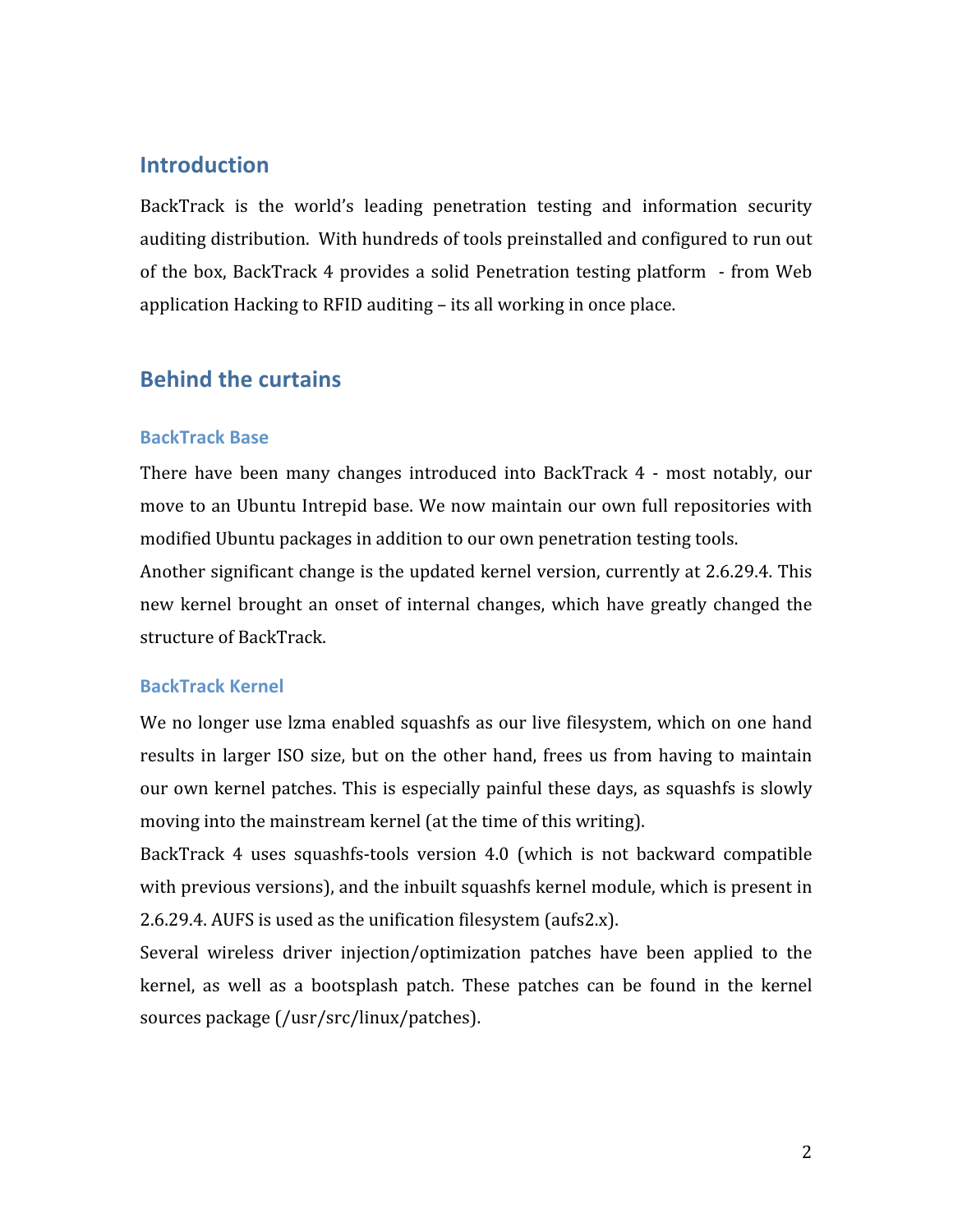## Introduction

BackTrack is the world's leading penetration testing and information security auditing distribution. With hundreds of tools preinstalled and configured to run out of the box, BackTrack 4 provides a solid Penetration testing platform - from Web application Hacking to RFID auditing – its all working in once place.

## Behind the curtains

### BackTrack Base

There have been many changes introduced into BackTrack 4 - most notably, our move to an Ubuntu Intrepid base. We now maintain our own full repositories with modified Ubuntu packages in addition to our own penetration testing tools.
Another significant change is the updated kernel version, currently at 2.6.29.4. This new kernel brought an onset of internal changes, which have greatly changed the structure of BackTrack.

### BackTrack Kernel

We no longer use lzma enabled squashfs as our live filesystem, which on one hand results in larger ISO size, but on the other hand, frees us from having to maintain our own kernel patches. This is especially painful these days, as squashfs is slowly moving into the mainstream kernel (at the time of this writing).
BackTrack 4 uses squashfs-tools version 4.0 (which is not backward compatible with previous versions), and the inbuilt squashfs kernel module, which is present in 2.6.29.4. AUFS is used as the unification filesystem (aufs2.x).
Several wireless driver injection/optimization patches have been applied to the kernel, as well as a bootsplash patch. These patches can be found in the kernel sources package (/usr/src/linux/patches).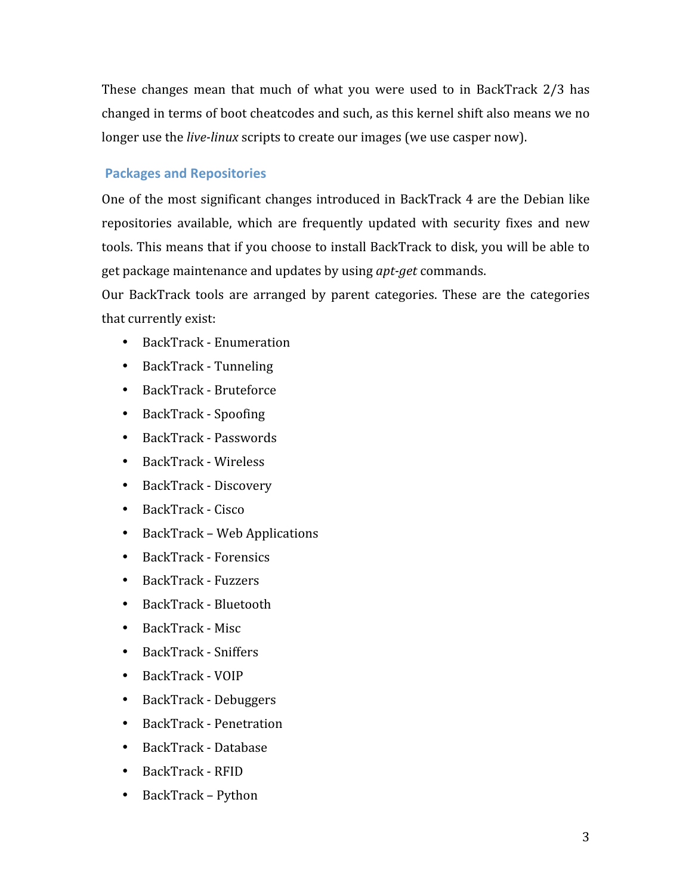These changes mean that much of what you were used to in BackTrack 2/3 has changed in terms of boot cheatcodes and such, as this kernel shift also means we no longer use the *live-linux* scripts to create our images (we use casper now).

## Packages and Repositories

One of the most significant changes introduced in BackTrack 4 are the Debian like repositories available, which are frequently updated with security fixes and new tools. This means that if you choose to install BackTrack to disk, you will be able to get package maintenance and updates by using *apt-get* commands.

Our BackTrack tools are arranged by parent categories. These are the categories that currently exist:

- BackTrack - Enumeration
- BackTrack - Tunneling
- BackTrack - Bruteforce
- BackTrack - Spoofing
- BackTrack - Passwords
- BackTrack - Wireless
- BackTrack - Discovery
- BackTrack - Cisco
- BackTrack – Web Applications
- BackTrack - Forensics
- BackTrack - Fuzzers
- BackTrack - Bluetooth
- BackTrack - Misc
- BackTrack - Sniffers
- BackTrack - VOIP
- BackTrack - Debuggers
- BackTrack - Penetration
- BackTrack - Database
- BackTrack - RFID
- BackTrack – Python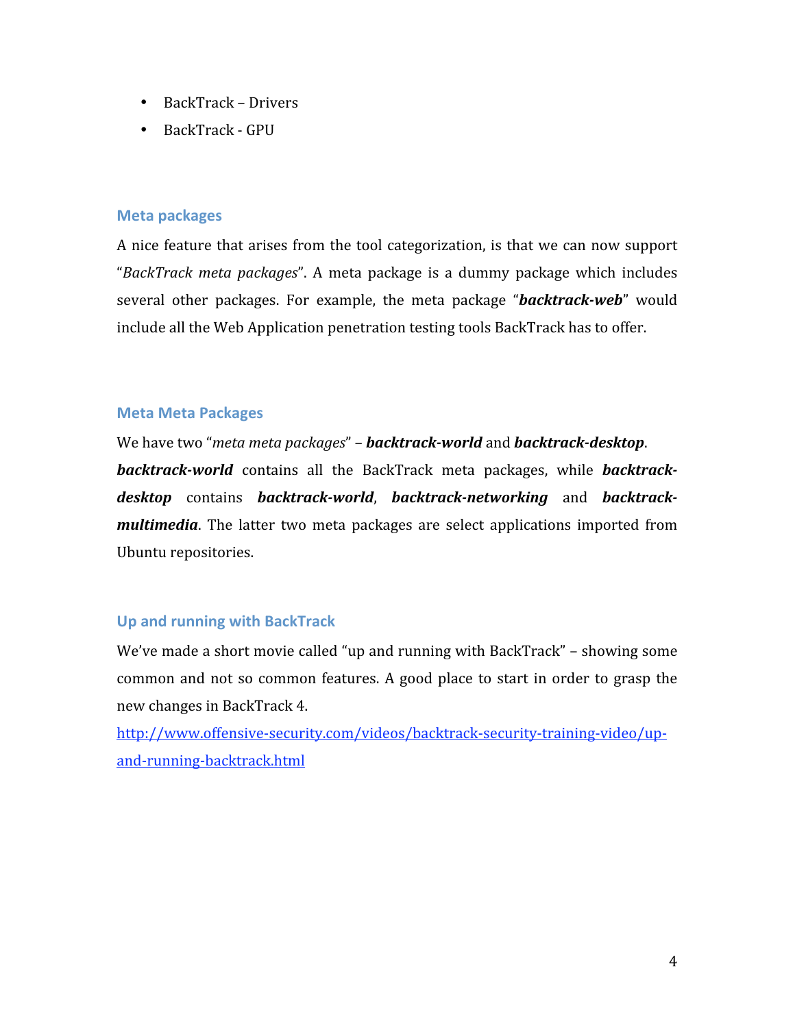- BackTrack – Drivers
- BackTrack - GPU

### Meta packages

A nice feature that arises from the tool categorization, is that we can now support "*BackTrack meta packages*". A meta package is a dummy package which includes several other packages. For example, the meta package "***backtrack-web***" would include all the Web Application penetration testing tools BackTrack has to offer.

### Meta Meta Packages

We have two "*meta meta packages*" – ***backtrack-world*** and ***backtrack-desktop***. ***backtrack-world*** contains all the BackTrack meta packages, while ***backtrack-desktop*** contains ***backtrack-world***, ***backtrack-networking*** and ***backtrack-multimedia***. The latter two meta packages are select applications imported from Ubuntu repositories.

### Up and running with BackTrack

We've made a short movie called "up and running with BackTrack" – showing some common and not so common features. A good place to start in order to grasp the new changes in BackTrack 4.

http://www.offensive-security.com/videos/backtrack-security-training-video/up-and-running-backtrack.html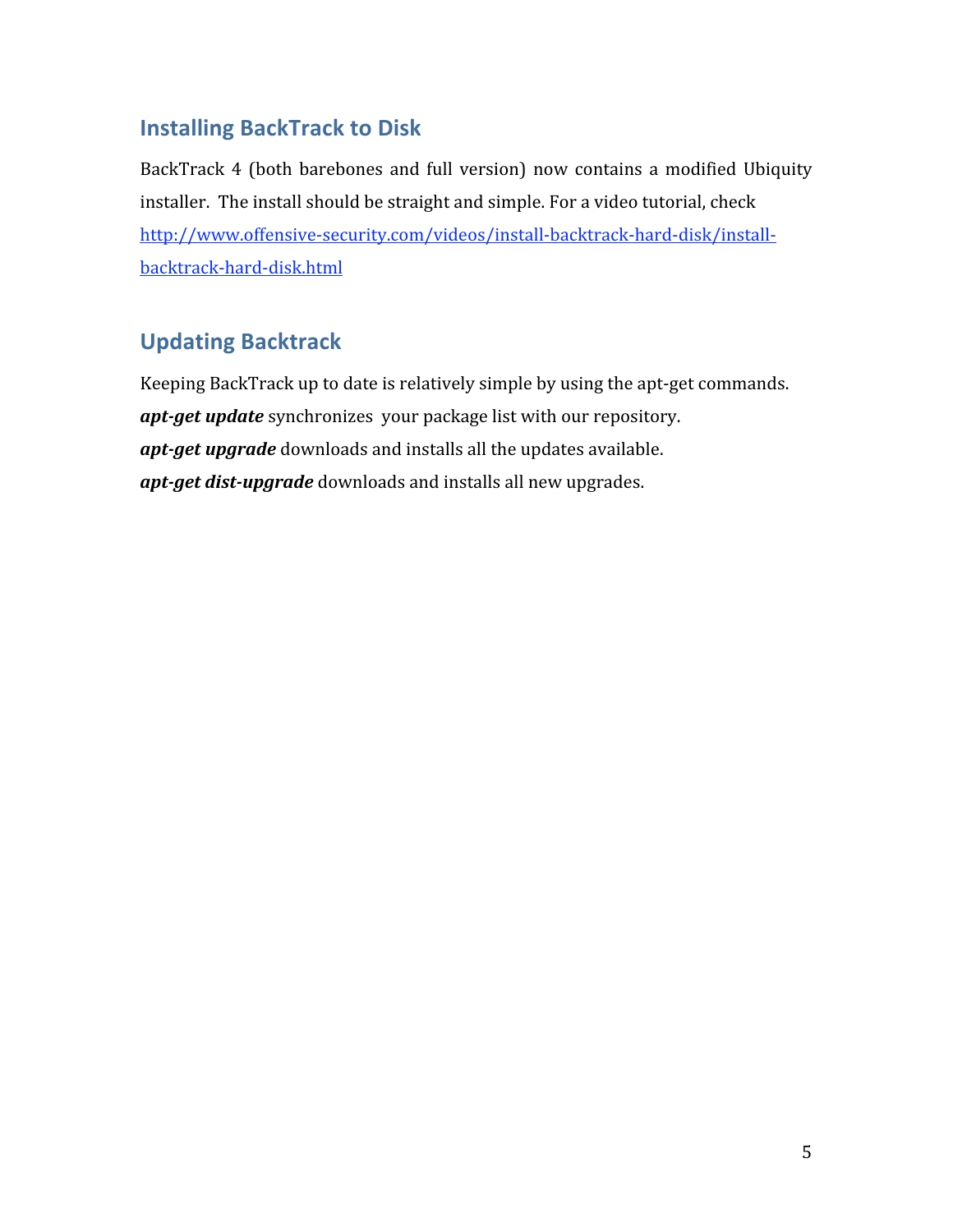## Installing BackTrack to Disk

BackTrack 4 (both barebones and full version) now contains a modified Ubiquity installer. The install should be straight and simple. For a video tutorial, check [http://www.offensive-security.com/videos/install-backtrack-hard-disk/install-backtrack-hard-disk.html](http://www.offensive-security.com/videos/install-backtrack-hard-disk/install-backtrack-hard-disk.html)

## Updating Backtrack

Keeping BackTrack up to date is relatively simple by using the apt-get commands.
***apt-get update*** synchronizes your package list with our repository.
***apt-get upgrade*** downloads and installs all the updates available.
***apt-get dist-upgrade*** downloads and installs all new upgrades.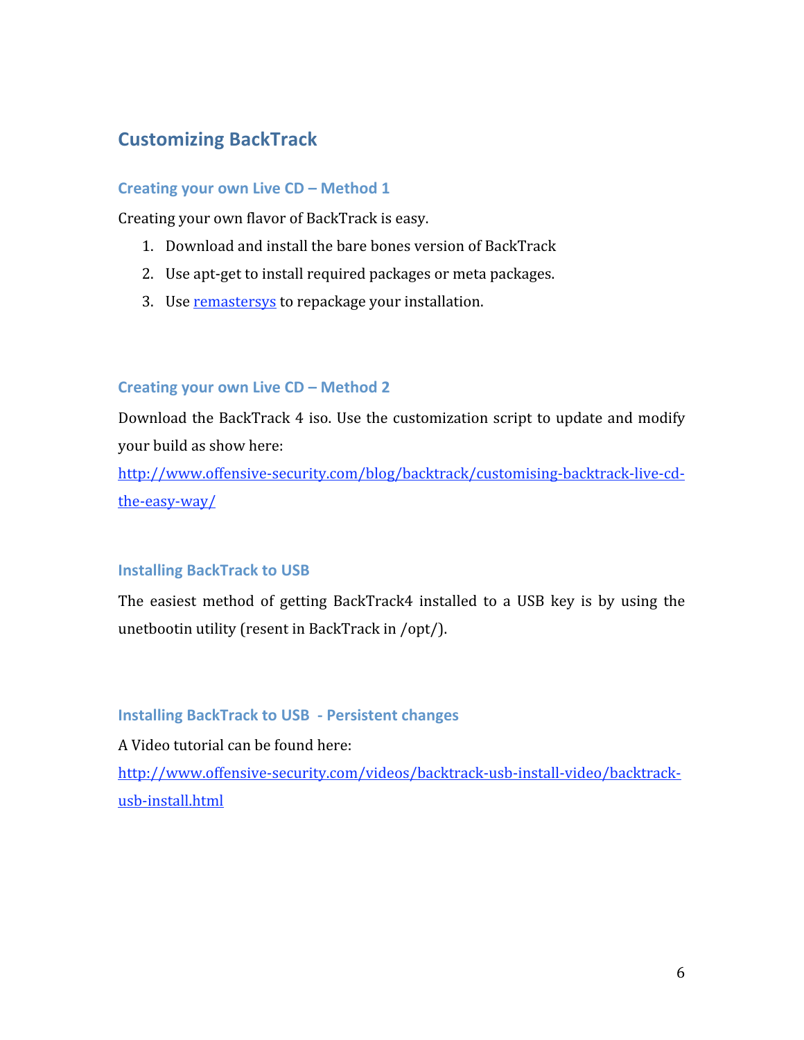## Customizing BackTrack

### Creating your own Live CD – Method 1

Creating your own flavor of BackTrack is easy.

1. Download and install the bare bones version of BackTrack
2. Use apt-get to install required packages or meta packages.
3. Use remastersys to repackage your installation.

### Creating your own Live CD – Method 2

Download the BackTrack 4 iso. Use the customization script to update and modify your build as show here:
http://www.offensive-security.com/blog/backtrack/customising-backtrack-live-cd-the-easy-way/

### Installing BackTrack to USB

The easiest method of getting BackTrack4 installed to a USB key is by using the unetbootin utility (resent in BackTrack in /opt/).

### Installing BackTrack to USB - Persistent changes

A Video tutorial can be found here:
http://www.offensive-security.com/videos/backtrack-usb-install-video/backtrack-usb-install.html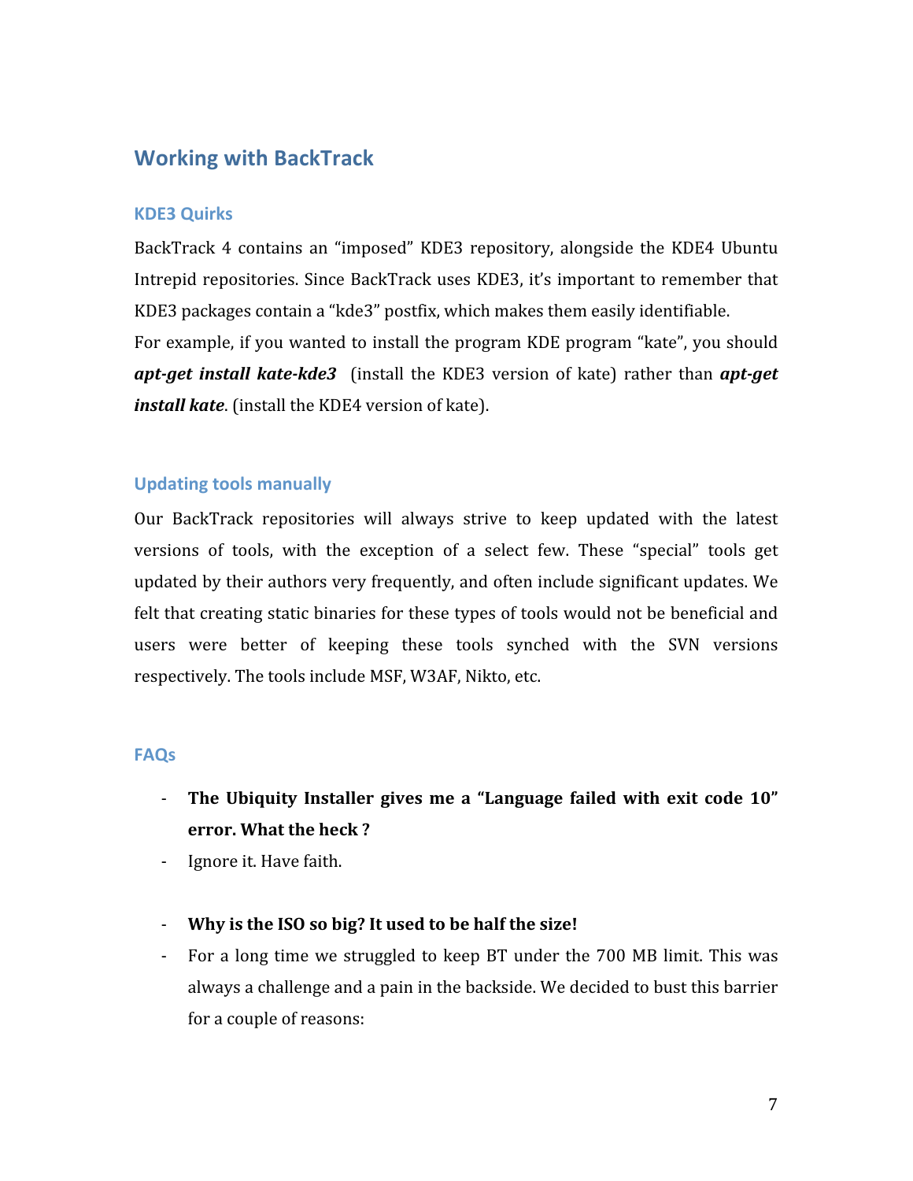## Working with BackTrack

### KDE3 Quirks

BackTrack 4 contains an "imposed" KDE3 repository, alongside the KDE4 Ubuntu Intrepid repositories. Since BackTrack uses KDE3, it's important to remember that KDE3 packages contain a "kde3" postfix, which makes them easily identifiable.
For example, if you wanted to install the program KDE program "kate", you should ***apt-get install kate-kde3*** (install the KDE3 version of kate) rather than ***apt-get install kate***. (install the KDE4 version of kate).

### Updating tools manually

Our BackTrack repositories will always strive to keep updated with the latest versions of tools, with the exception of a select few. These "special" tools get updated by their authors very frequently, and often include significant updates. We felt that creating static binaries for these types of tools would not be beneficial and users were better of keeping these tools synched with the SVN versions respectively. The tools include MSF, W3AF, Nikto, etc.

### FAQs

- **The Ubiquity Installer gives me a "Language failed with exit code 10" error. What the heck ?**
- Ignore it. Have faith.

- **Why is the ISO so big? It used to be half the size!**
- For a long time we struggled to keep BT under the 700 MB limit. This was always a challenge and a pain in the backside. We decided to bust this barrier for a couple of reasons: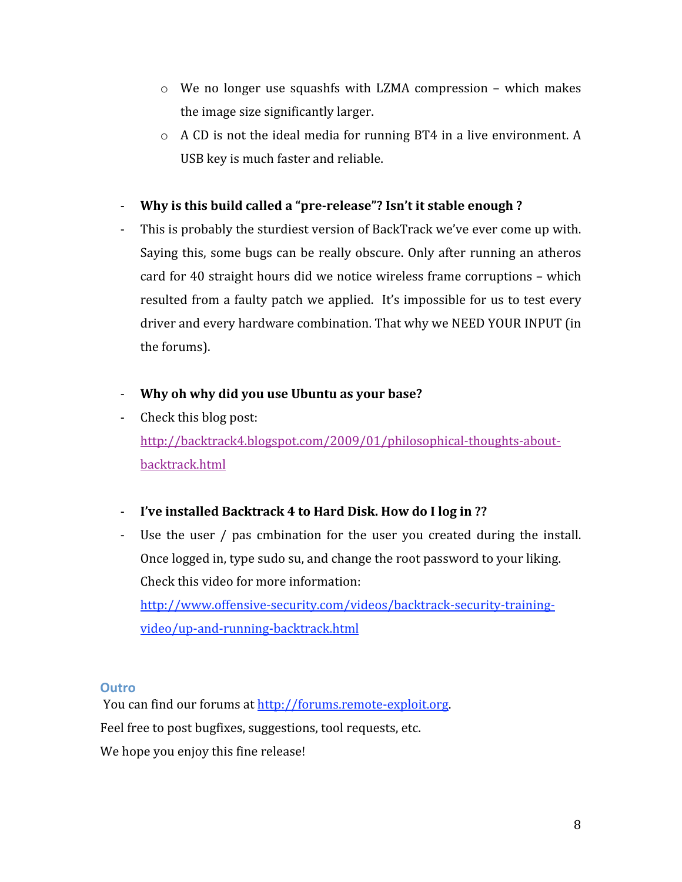- We no longer use squashfs with LZMA compression – which makes the image size significantly larger.
  - A CD is not the ideal media for running BT4 in a live environment. A USB key is much faster and reliable.

- **Why is this build called a "pre-release"? Isn't it stable enough ?**
- This is probably the sturdiest version of BackTrack we've ever come up with. Saying this, some bugs can be really obscure. Only after running an atheros card for 40 straight hours did we notice wireless frame corruptions – which resulted from a faulty patch we applied. It's impossible for us to test every driver and every hardware combination. That why we NEED YOUR INPUT (in the forums).

- **Why oh why did you use Ubuntu as your base?**
- Check this blog post: [http://backtrack4.blogspot.com/2009/01/philosophical-thoughts-about-backtrack.html](http://backtrack4.blogspot.com/2009/01/philosophical-thoughts-about-backtrack.html)

- **I've installed Backtrack 4 to Hard Disk. How do I log in ??**
- Use the user / pas cmbination for the user you created during the install. Once logged in, type sudo su, and change the root password to your liking. Check this video for more information: [http://www.offensive-security.com/videos/backtrack-security-training-video/up-and-running-backtrack.html](http://www.offensive-security.com/videos/backtrack-security-training-video/up-and-running-backtrack.html)

## Outro

You can find our forums at [http://forums.remote-exploit.org](http://forums.remote-exploit.org).

Feel free to post bugfixes, suggestions, tool requests, etc.

We hope you enjoy this fine release!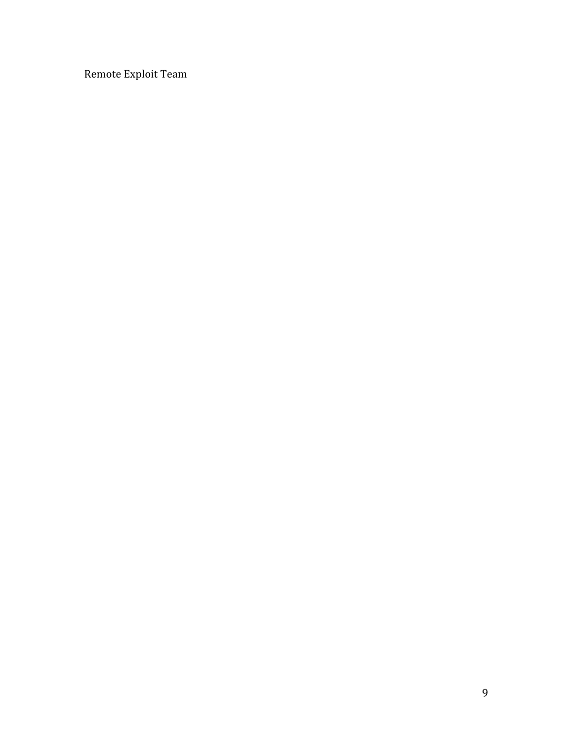Remote Exploit Team